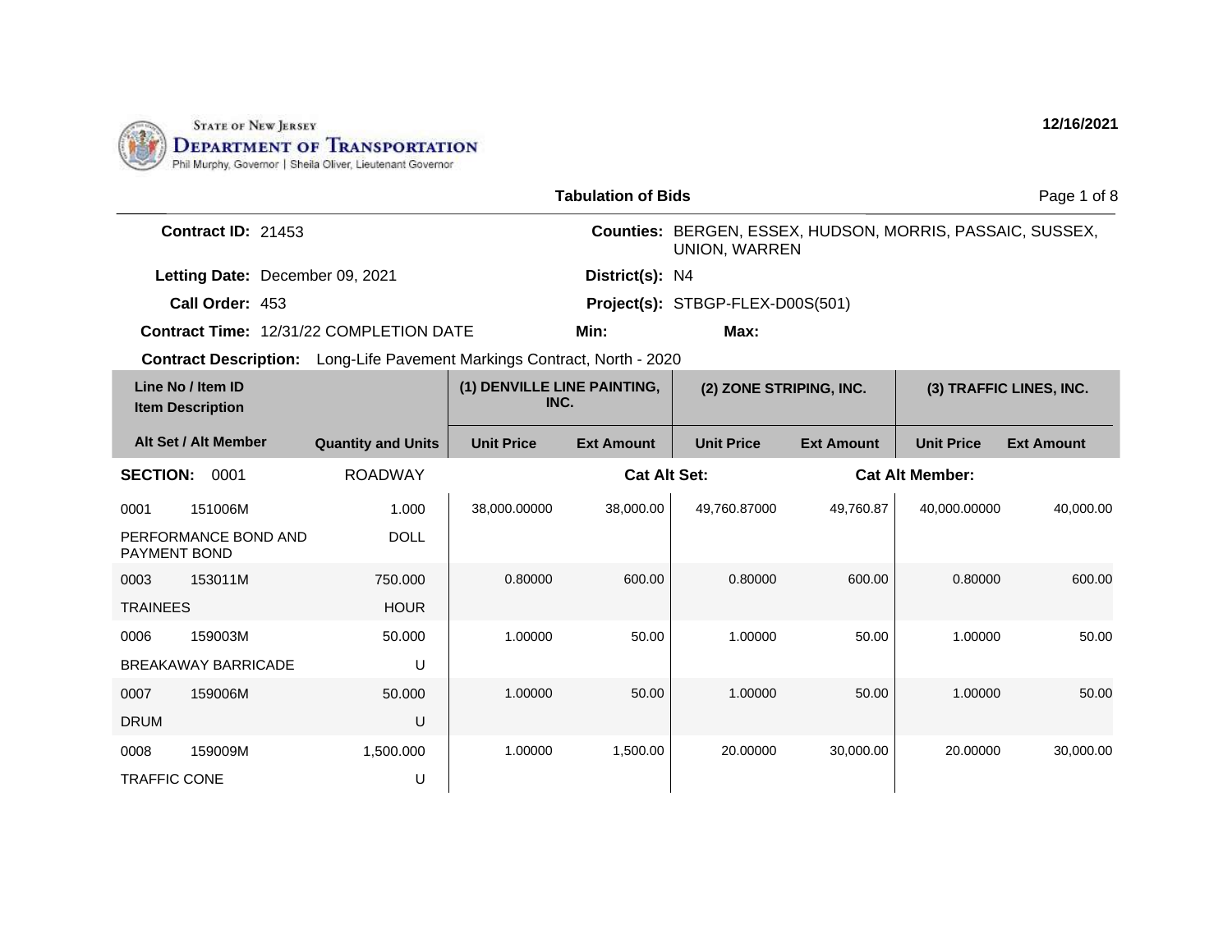State of New Jersey
Department of Transportation
Phil Murphy, Governor | Sheila Oliver, Lieutenant Governor

12/16/2021

## Tabulation of Bids

**Contract ID:** 21453
**Counties:** BERGEN, ESSEX, HUDSON, MORRIS, PASSAIC, SUSSEX, UNION, WARREN
**Letting Date:** December 09, 2021
**District(s):** N4
**Call Order:** 453
**Project(s):** STBGP-FLEX-D00S(501)
**Contract Time:** 12/31/22 COMPLETION DATE
**Min:**
**Max:**
**Contract Description:** Long-Life Pavement Markings Contract, North - 2020

| Line No / Item ID / Item Description | | Quantity and Units | (1) DENVILLE LINE PAINTING, INC. | | (2) ZONE STRIPING, INC. | | (3) TRAFFIC LINES, INC. | |
|---|---|---|---|---|---|---|---|---|
| Alt Set / Alt Member | | | Unit Price | Ext Amount | Unit Price | Ext Amount | Unit Price | Ext Amount |
| **SECTION: 0001** | | ROADWAY | | Cat Alt Set: | | Cat Alt Member: | | |
| 0001 | 151006M | 1.000 | 38,000.00000 | 38,000.00 | 49,760.87000 | 49,760.87 | 40,000.00000 | 40,000.00 |
| PERFORMANCE BOND AND PAYMENT BOND | | DOLL | | | | | | |
| 0003 | 153011M | 750.000 | 0.80000 | 600.00 | 0.80000 | 600.00 | 0.80000 | 600.00 |
| TRAINEES | | HOUR | | | | | | |
| 0006 | 159003M | 50.000 | 1.00000 | 50.00 | 1.00000 | 50.00 | 1.00000 | 50.00 |
| BREAKAWAY BARRICADE | | U | | | | | | |
| 0007 | 159006M | 50.000 | 1.00000 | 50.00 | 1.00000 | 50.00 | 1.00000 | 50.00 |
| DRUM | | U | | | | | | |
| 0008 | 159009M | 1,500.000 | 1.00000 | 1,500.00 | 20.00000 | 30,000.00 | 20.00000 | 30,000.00 |
| TRAFFIC CONE | | U | | | | | | |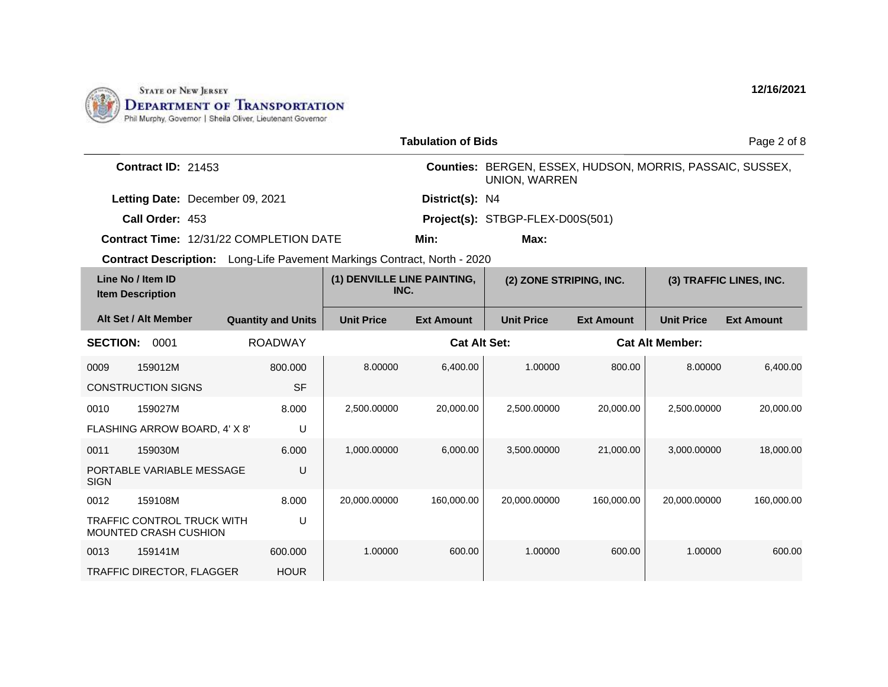STATE OF NEW JERSEY
**DEPARTMENT OF TRANSPORTATION**
Phil Murphy, Governor | Sheila Oliver, Lieutenant Governor

**12/16/2021**

## Tabulation of Bids

**Contract ID:** 21453

**Letting Date:** December 09, 2021

**Call Order:** 453

**Contract Time:** 12/31/22 COMPLETION DATE

**Counties:** BERGEN, ESSEX, HUDSON, MORRIS, PASSAIC, SUSSEX, UNION, WARREN

**District(s):** N4

**Project(s):** STBGP-FLEX-D00S(501)

**Min:** **Max:**

**Contract Description:** Long-Life Pavement Markings Contract, North - 2020

| Line No / Item ID | Item Description | Quantity and Units | (1) DENVILLE LINE PAINTING, INC. | | (2) ZONE STRIPING, INC. | | (3) TRAFFIC LINES, INC. | |
|---|---|---|---|---|---|---|---|---|
| Alt Set / Alt Member | | | Unit Price | Ext Amount | Unit Price | Ext Amount | Unit Price | Ext Amount |
| **SECTION:** 0001 | ROADWAY | | **Cat Alt Set:** | | | **Cat Alt Member:** | | |
| 0009 159012M | CONSTRUCTION SIGNS | 800.000 SF | 8.00000 | 6,400.00 | 1.00000 | 800.00 | 8.00000 | 6,400.00 |
| 0010 159027M | FLASHING ARROW BOARD, 4' X 8' | 8.000 U | 2,500.00000 | 20,000.00 | 2,500.00000 | 20,000.00 | 2,500.00000 | 20,000.00 |
| 0011 159030M | PORTABLE VARIABLE MESSAGE SIGN | 6.000 U | 1,000.00000 | 6,000.00 | 3,500.00000 | 21,000.00 | 3,000.00000 | 18,000.00 |
| 0012 159108M | TRAFFIC CONTROL TRUCK WITH MOUNTED CRASH CUSHION | 8.000 U | 20,000.00000 | 160,000.00 | 20,000.00000 | 160,000.00 | 20,000.00000 | 160,000.00 |
| 0013 159141M | TRAFFIC DIRECTOR, FLAGGER | 600.000 HOUR | 1.00000 | 600.00 | 1.00000 | 600.00 | 1.00000 | 600.00 |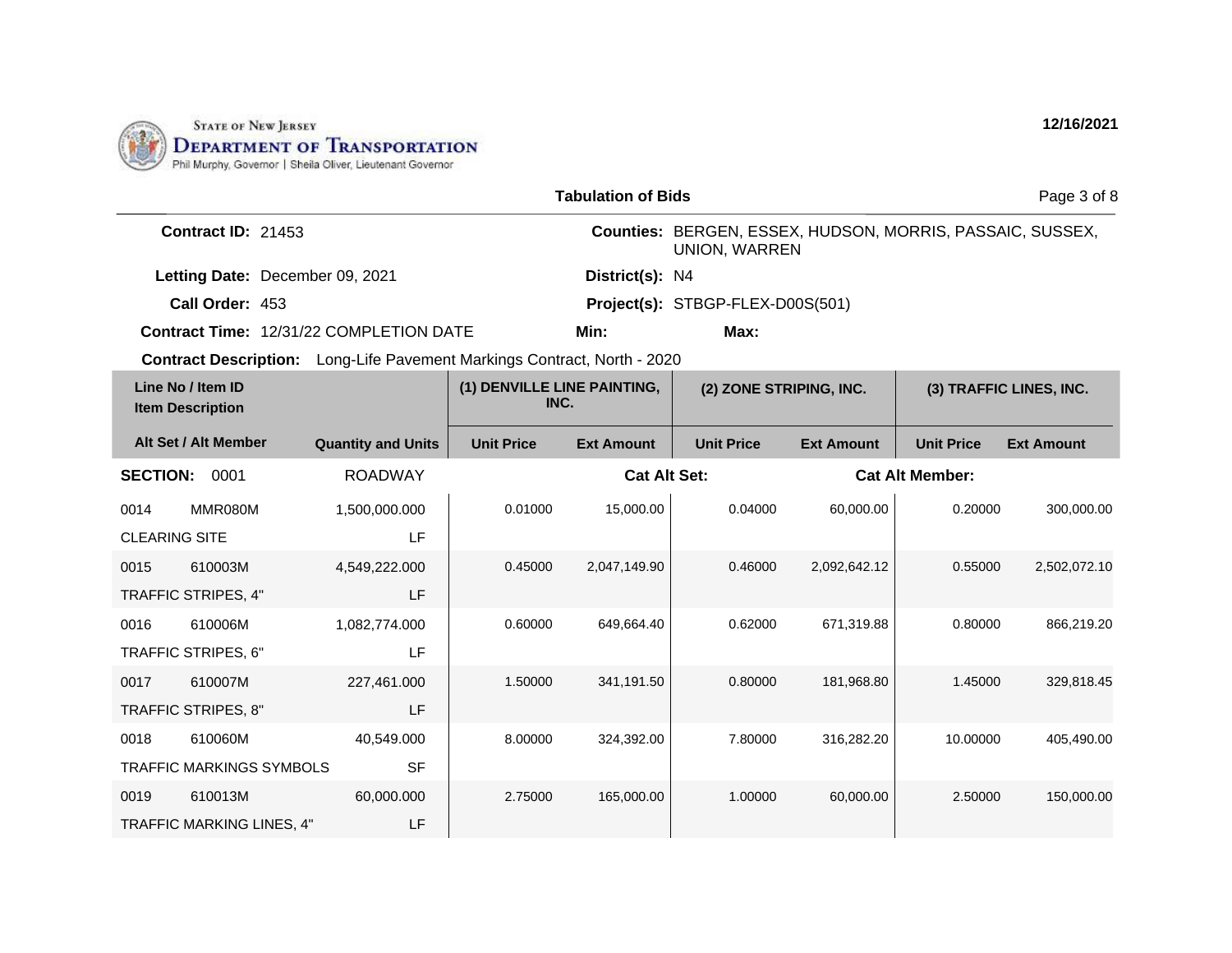**STATE OF NEW JERSEY DEPARTMENT OF TRANSPORTATION**
Phil Murphy, Governor | Sheila Oliver, Lieutenant Governor

12/16/2021

## Tabulation of Bids

**Contract ID:** 21453

**Counties:** BERGEN, ESSEX, HUDSON, MORRIS, PASSAIC, SUSSEX, UNION, WARREN

**Letting Date:** December 09, 2021

**District(s):** N4

**Call Order:** 453

**Project(s):** STBGP-FLEX-D00S(501)

**Contract Time:** 12/31/22 COMPLETION DATE

**Min:**

**Max:**

**Contract Description:** Long-Life Pavement Markings Contract, North - 2020

| Line No / Item ID / Item Description | | Quantity and Units | (1) DENVILLE LINE PAINTING, INC. | | (2) ZONE STRIPING, INC. | | (3) TRAFFIC LINES, INC. | |
|---|---|---|---|---|---|---|---|---|
| Alt Set / Alt Member | | | Unit Price | Ext Amount | Unit Price | Ext Amount | Unit Price | Ext Amount |
| **SECTION:** 0001 | | ROADWAY | | **Cat Alt Set:** | | **Cat Alt Member:** | | |
| 0014 | MMR080M | 1,500,000.000 | 0.01000 | 15,000.00 | 0.04000 | 60,000.00 | 0.20000 | 300,000.00 |
| CLEARING SITE | | LF | | | | | | |
| 0015 | 610003M | 4,549,222.000 | 0.45000 | 2,047,149.90 | 0.46000 | 2,092,642.12 | 0.55000 | 2,502,072.10 |
| TRAFFIC STRIPES, 4" | | LF | | | | | | |
| 0016 | 610006M | 1,082,774.000 | 0.60000 | 649,664.40 | 0.62000 | 671,319.88 | 0.80000 | 866,219.20 |
| TRAFFIC STRIPES, 6" | | LF | | | | | | |
| 0017 | 610007M | 227,461.000 | 1.50000 | 341,191.50 | 0.80000 | 181,968.80 | 1.45000 | 329,818.45 |
| TRAFFIC STRIPES, 8" | | LF | | | | | | |
| 0018 | 610060M | 40,549.000 | 8.00000 | 324,392.00 | 7.80000 | 316,282.20 | 10.00000 | 405,490.00 |
| TRAFFIC MARKINGS SYMBOLS | | SF | | | | | | |
| 0019 | 610013M | 60,000.000 | 2.75000 | 165,000.00 | 1.00000 | 60,000.00 | 2.50000 | 150,000.00 |
| TRAFFIC MARKING LINES, 4" | | LF | | | | | | |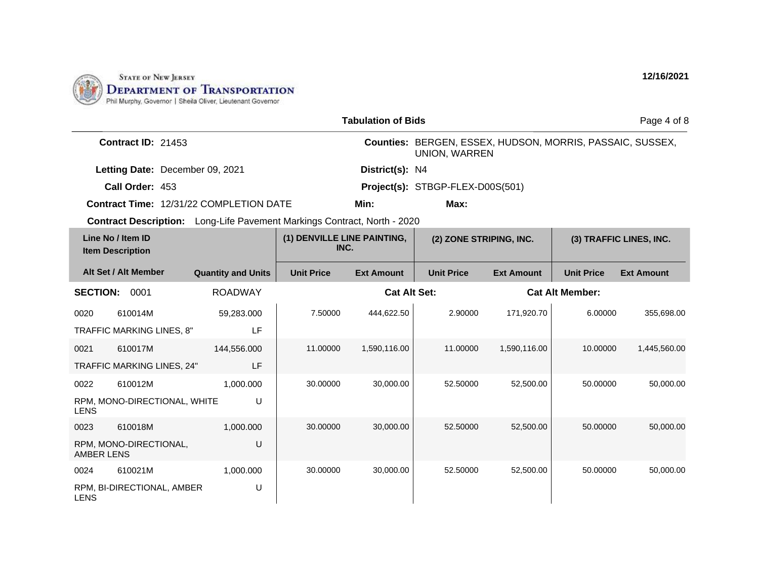STATE OF NEW JERSEY
DEPARTMENT OF TRANSPORTATION
Phil Murphy, Governor | Sheila Oliver, Lieutenant Governor

12/16/2021

## Tabulation of Bids

**Contract ID:** 21453

**Counties:** BERGEN, ESSEX, HUDSON, MORRIS, PASSAIC, SUSSEX, UNION, WARREN

**Letting Date:** December 09, 2021

**District(s):** N4

**Call Order:** 453

**Project(s):** STBGP-FLEX-D00S(501)

**Contract Time:** 12/31/22 COMPLETION DATE

**Min:**

**Max:**

**Contract Description:** Long-Life Pavement Markings Contract, North - 2020

| Line No / Item ID / Item Description | Alt Set / Alt Member | Quantity and Units | (1) DENVILLE LINE PAINTING, INC. Unit Price | (1) Ext Amount | (2) ZONE STRIPING, INC. Unit Price | (2) Ext Amount | (3) TRAFFIC LINES, INC. Unit Price | (3) Ext Amount |
|---|---|---|---|---|---|---|---|---|
| **SECTION: 0001** | | ROADWAY | | Cat Alt Set: | | Cat Alt Member: | | |
| 0020 610014M TRAFFIC MARKING LINES, 8" | | 59,283.000 LF | 7.50000 | 444,622.50 | 2.90000 | 171,920.70 | 6.00000 | 355,698.00 |
| 0021 610017M TRAFFIC MARKING LINES, 24" | | 144,556.000 LF | 11.00000 | 1,590,116.00 | 11.00000 | 1,590,116.00 | 10.00000 | 1,445,560.00 |
| 0022 610012M RPM, MONO-DIRECTIONAL, WHITE LENS | | 1,000.000 U | 30.00000 | 30,000.00 | 52.50000 | 52,500.00 | 50.00000 | 50,000.00 |
| 0023 610018M RPM, MONO-DIRECTIONAL, AMBER LENS | | 1,000.000 U | 30.00000 | 30,000.00 | 52.50000 | 52,500.00 | 50.00000 | 50,000.00 |
| 0024 610021M RPM, BI-DIRECTIONAL, AMBER LENS | | 1,000.000 U | 30.00000 | 30,000.00 | 52.50000 | 52,500.00 | 50.00000 | 50,000.00 |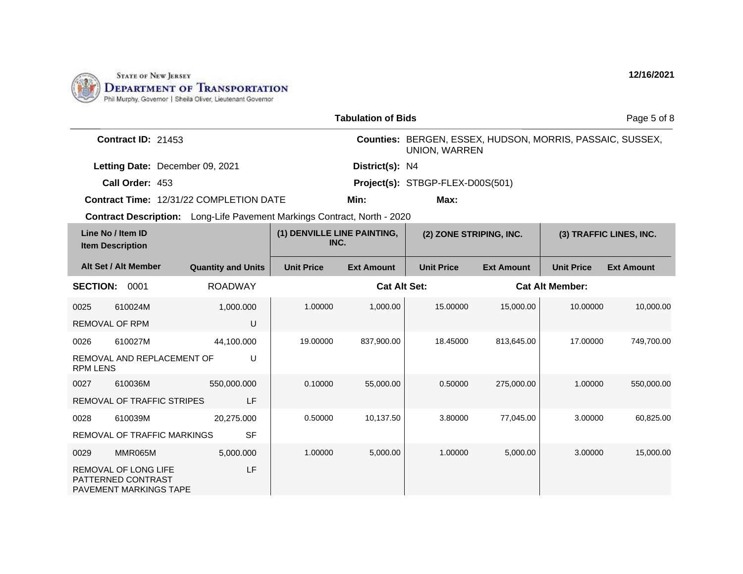STATE OF NEW JERSEY
DEPARTMENT OF TRANSPORTATION
Phil Murphy, Governor | Sheila Oliver, Lieutenant Governor

12/16/2021

**Tabulation of Bids**

| | | | |
|---|---|---|---|
| **Contract ID:** | 21453 | **Counties:** | BERGEN, ESSEX, HUDSON, MORRIS, PASSAIC, SUSSEX, UNION, WARREN |
| **Letting Date:** | December 09, 2021 | **District(s):** | N4 |
| **Call Order:** | 453 | **Project(s):** | STBGP-FLEX-D00S(501) |
| **Contract Time:** | 12/31/22 COMPLETION DATE | **Min:** | **Max:** |

**Contract Description:** Long-Life Pavement Markings Contract, North - 2020

| Line No / Item ID / Item Description | | Quantity and Units | (1) DENVILLE LINE PAINTING, INC. Unit Price | (1) Ext Amount | (2) ZONE STRIPING, INC. Unit Price | (2) Ext Amount | (3) TRAFFIC LINES, INC. Unit Price | (3) Ext Amount |
|---|---|---|---|---|---|---|---|---|
| **SECTION: 0001** | | ROADWAY | | **Cat Alt Set:** | | **Cat Alt Member:** | | |
| 0025 | 610024M | 1,000.000 | 1.00000 | 1,000.00 | 15.00000 | 15,000.00 | 10.00000 | 10,000.00 |
| REMOVAL OF RPM | | U | | | | | | |
| 0026 | 610027M | 44,100.000 | 19.00000 | 837,900.00 | 18.45000 | 813,645.00 | 17.00000 | 749,700.00 |
| REMOVAL AND REPLACEMENT OF RPM LENS | | U | | | | | | |
| 0027 | 610036M | 550,000.000 | 0.10000 | 55,000.00 | 0.50000 | 275,000.00 | 1.00000 | 550,000.00 |
| REMOVAL OF TRAFFIC STRIPES | | LF | | | | | | |
| 0028 | 610039M | 20,275.000 | 0.50000 | 10,137.50 | 3.80000 | 77,045.00 | 3.00000 | 60,825.00 |
| REMOVAL OF TRAFFIC MARKINGS | | SF | | | | | | |
| 0029 | MMR065M | 5,000.000 | 1.00000 | 5,000.00 | 1.00000 | 5,000.00 | 3.00000 | 15,000.00 |
| REMOVAL OF LONG LIFE PATTERNED CONTRAST PAVEMENT MARKINGS TAPE | | LF | | | | | | |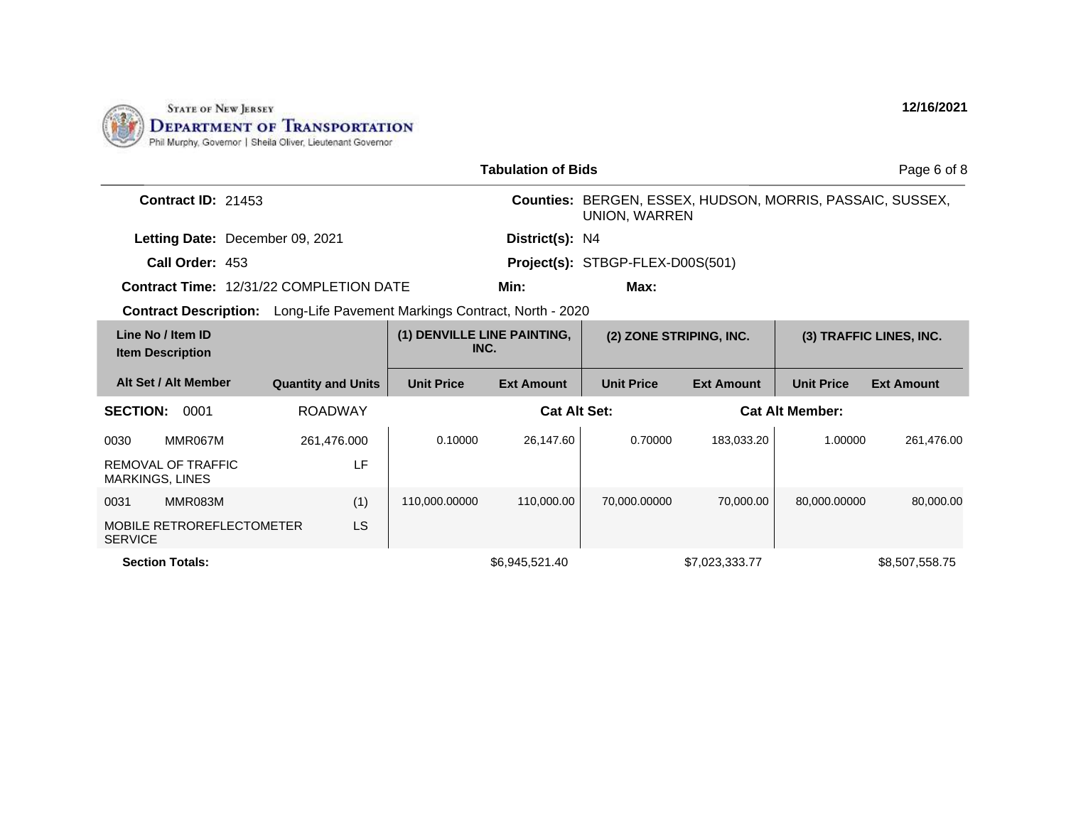STATE OF NEW JERSEY
DEPARTMENT OF TRANSPORTATION
Phil Murphy, Governor | Sheila Oliver, Lieutenant Governor

12/16/2021

## Tabulation of Bids

**Contract ID:** 21453

**Counties:** BERGEN, ESSEX, HUDSON, MORRIS, PASSAIC, SUSSEX, UNION, WARREN

**Letting Date:** December 09, 2021

**District(s):** N4

**Call Order:** 453

**Project(s):** STBGP-FLEX-D00S(501)

**Contract Time:** 12/31/22 COMPLETION DATE

**Min:**

**Max:**

**Contract Description:** Long-Life Pavement Markings Contract, North - 2020

| Line No / Item ID / Item Description | | | (1) DENVILLE LINE PAINTING, INC. | | (2) ZONE STRIPING, INC. | | (3) TRAFFIC LINES, INC. | |
|---|---|---|---|---|---|---|---|---|
| Alt Set / Alt Member | | Quantity and Units | Unit Price | Ext Amount | Unit Price | Ext Amount | Unit Price | Ext Amount |
| **SECTION:** 0001 | | ROADWAY | | **Cat Alt Set:** | | **Cat Alt Member:** | | |
| 0030 | MMR067M | 261,476.000 | 0.10000 | 26,147.60 | 0.70000 | 183,033.20 | 1.00000 | 261,476.00 |
| REMOVAL OF TRAFFIC MARKINGS, LINES | | LF | | | | | | |
| 0031 | MMR083M | (1) | 110,000.00000 | 110,000.00 | 70,000.00000 | 70,000.00 | 80,000.00000 | 80,000.00 |
| MOBILE RETROREFLECTOMETER SERVICE | | LS | | | | | | |
| **Section Totals:** | | | | $6,945,521.40 | | $7,023,333.77 | | $8,507,558.75 |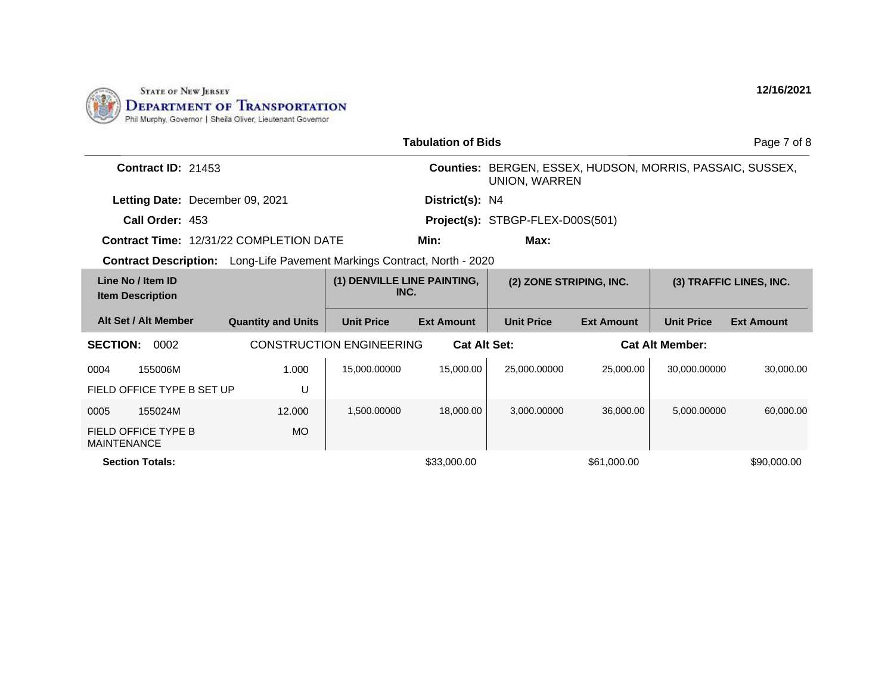STATE OF NEW JERSEY
**DEPARTMENT OF TRANSPORTATION**
Phil Murphy, Governor | Sheila Oliver, Lieutenant Governor

**12/16/2021**

**Tabulation of Bids**

**Contract ID:** 21453

**Counties:** BERGEN, ESSEX, HUDSON, MORRIS, PASSAIC, SUSSEX, UNION, WARREN

**Letting Date:** December 09, 2021

**District(s):** N4

**Call Order:** 453

**Project(s):** STBGP-FLEX-D00S(501)

**Contract Time:** 12/31/22 COMPLETION DATE

**Min:**

**Max:**

**Contract Description:** Long-Life Pavement Markings Contract, North - 2020

| Line No / Item ID | Item Description | Quantity and Units | (1) DENVILLE LINE PAINTING, INC. Unit Price | (1) DENVILLE LINE PAINTING, INC. Ext Amount | (2) ZONE STRIPING, INC. Unit Price | (2) ZONE STRIPING, INC. Ext Amount | (3) TRAFFIC LINES, INC. Unit Price | (3) TRAFFIC LINES, INC. Ext Amount |
|---|---|---|---|---|---|---|---|---|
| **SECTION: 0002** | CONSTRUCTION ENGINEERING | | **Cat Alt Set:** | | | **Cat Alt Member:** | | |
| 0004 155006M | FIELD OFFICE TYPE B SET UP | 1.000 U | 15,000.00000 | 15,000.00 | 25,000.00000 | 25,000.00 | 30,000.00000 | 30,000.00 |
| 0005 155024M | FIELD OFFICE TYPE B MAINTENANCE | 12.000 MO | 1,500.00000 | 18,000.00 | 3,000.00000 | 36,000.00 | 5,000.00000 | 60,000.00 |
| **Section Totals:** | | | | $33,000.00 | | $61,000.00 | | $90,000.00 |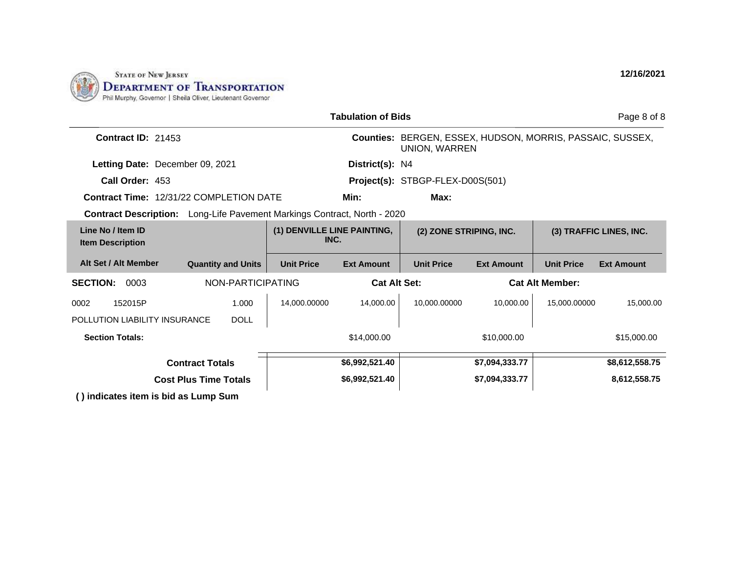State of New Jersey
**Department of Transportation**
Phil Murphy, Governor | Sheila Oliver, Lieutenant Governor

**12/16/2021**

**Tabulation of Bids**

| | | | |
|---|---|---|---|
| **Contract ID:** | 21453 | **Counties:** | BERGEN, ESSEX, HUDSON, MORRIS, PASSAIC, SUSSEX, UNION, WARREN |
| **Letting Date:** | December 09, 2021 | **District(s):** | N4 |
| **Call Order:** | 453 | **Project(s):** | STBGP-FLEX-D00S(501) |
| **Contract Time:** | 12/31/22 COMPLETION DATE | **Min:** | **Max:** |

**Contract Description:** Long-Life Pavement Markings Contract, North - 2020

| Line No / Item ID / Item Description | Alt Set / Alt Member | Quantity and Units | (1) DENVILLE LINE PAINTING, INC. Unit Price | (1) DENVILLE LINE PAINTING, INC. Ext Amount | (2) ZONE STRIPING, INC. Unit Price | (2) ZONE STRIPING, INC. Ext Amount | (3) TRAFFIC LINES, INC. Unit Price | (3) TRAFFIC LINES, INC. Ext Amount |
|---|---|---|---|---|---|---|---|---|
| **SECTION: 0003** | | NON-PARTICIPATING | | **Cat Alt Set:** | | | **Cat Alt Member:** | |
| 0002 152015P POLLUTION LIABILITY INSURANCE | | 1.000 DOLL | 14,000.00000 | 14,000.00 | 10,000.00000 | 10,000.00 | 15,000.00000 | 15,000.00 |
| **Section Totals:** | | | | $14,000.00 | | $10,000.00 | | $15,000.00 |
| **Contract Totals** | | | | **$6,992,521.40** | | **$7,094,333.77** | | **$8,612,558.75** |
| **Cost Plus Time Totals** | | | | **$6,992,521.40** | | **$7,094,333.77** | | **8,612,558.75** |

**( ) indicates item is bid as Lump Sum**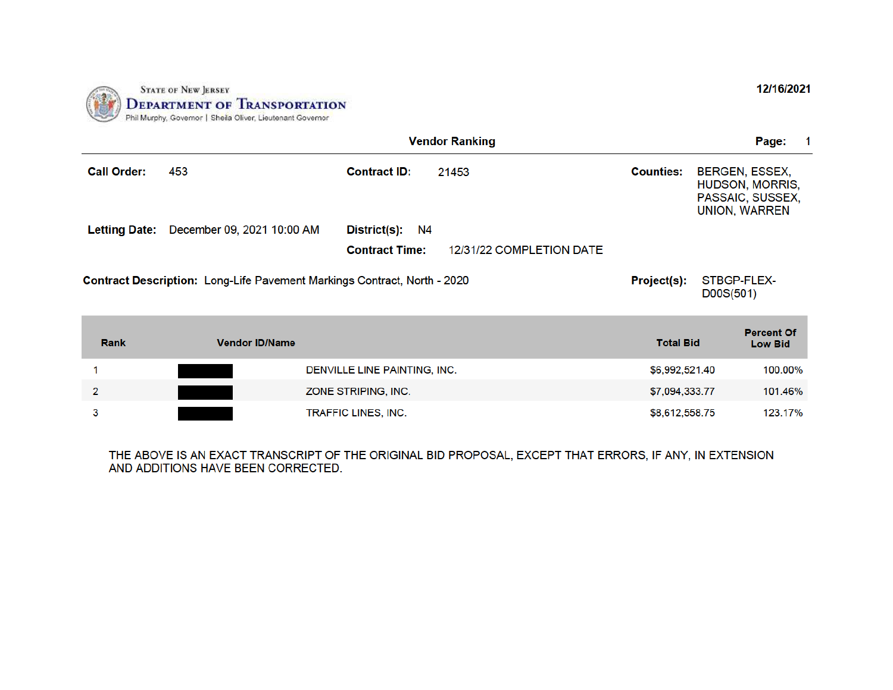State of New Jersey
**Department of Transportation**
Phil Murphy, Governor | Sheila Oliver, Lieutenant Governor

**12/16/2021**

## Vendor Ranking

**Page:** 1

**Call Order:** 453

**Contract ID:** 21453

**Counties:** BERGEN, ESSEX, HUDSON, MORRIS, PASSAIC, SUSSEX, UNION, WARREN

**Letting Date:** December 09, 2021 10:00 AM

**District(s):** N4

**Contract Time:** 12/31/22 COMPLETION DATE

**Contract Description:** Long-Life Pavement Markings Contract, North - 2020

**Project(s):** STBGP-FLEX-D00S(501)

| Rank | Vendor ID/Name | | Total Bid | Percent Of Low Bid |
|---|---|---|---|---|
| 1 | | DENVILLE LINE PAINTING, INC. | $6,992,521.40 | 100.00% |
| 2 | | ZONE STRIPING, INC. | $7,094,333.77 | 101.46% |
| 3 | | TRAFFIC LINES, INC. | $8,612,558.75 | 123.17% |

THE ABOVE IS AN EXACT TRANSCRIPT OF THE ORIGINAL BID PROPOSAL, EXCEPT THAT ERRORS, IF ANY, IN EXTENSION AND ADDITIONS HAVE BEEN CORRECTED.